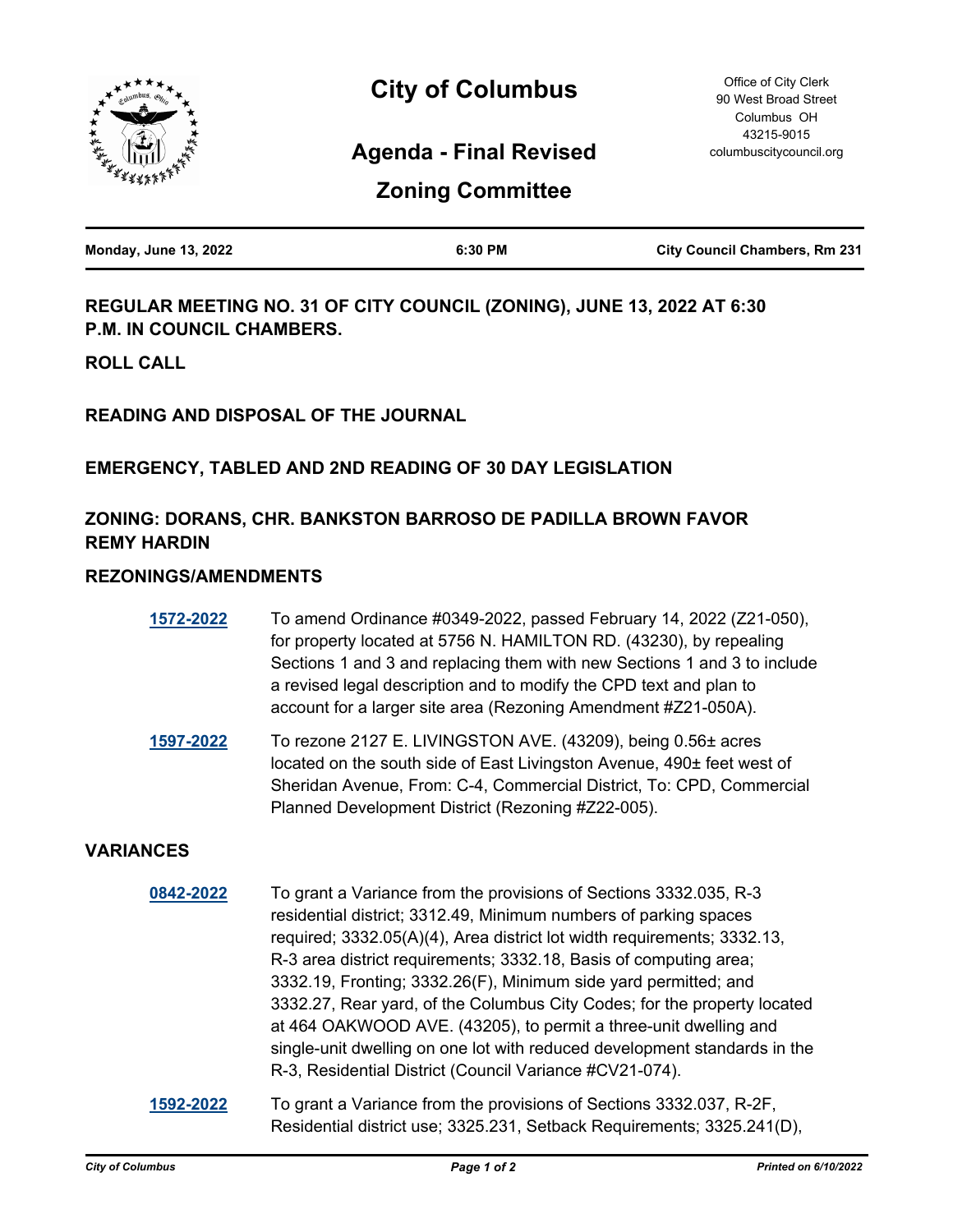# City of Columbus

Office of City Clerk
90 West Broad Street
Columbus OH
43215-9015
columbuscitycouncil.org

## Agenda - Final Revised

## Zoning Committee

| Monday, June 13, 2022 | 6:30 PM | City Council Chambers, Rm 231 |
|---|---|---|

### REGULAR MEETING NO. 31 OF CITY COUNCIL (ZONING), JUNE 13, 2022 AT 6:30 P.M. IN COUNCIL CHAMBERS.

### ROLL CALL

### READING AND DISPOSAL OF THE JOURNAL

### EMERGENCY, TABLED AND 2ND READING OF 30 DAY LEGISLATION

### ZONING: DORANS, CHR. BANKSTON BARROSO DE PADILLA BROWN FAVOR REMY HARDIN

### REZONINGS/AMENDMENTS

**1572-2022** To amend Ordinance #0349-2022, passed February 14, 2022 (Z21-050), for property located at 5756 N. HAMILTON RD. (43230), by repealing Sections 1 and 3 and replacing them with new Sections 1 and 3 to include a revised legal description and to modify the CPD text and plan to account for a larger site area (Rezoning Amendment #Z21-050A).

**1597-2022** To rezone 2127 E. LIVINGSTON AVE. (43209), being 0.56± acres located on the south side of East Livingston Avenue, 490± feet west of Sheridan Avenue, From: C-4, Commercial District, To: CPD, Commercial Planned Development District (Rezoning #Z22-005).

### VARIANCES

**0842-2022** To grant a Variance from the provisions of Sections 3332.035, R-3 residential district; 3312.49, Minimum numbers of parking spaces required; 3332.05(A)(4), Area district lot width requirements; 3332.13, R-3 area district requirements; 3332.18, Basis of computing area; 3332.19, Fronting; 3332.26(F), Minimum side yard permitted; and 3332.27, Rear yard, of the Columbus City Codes; for the property located at 464 OAKWOOD AVE. (43205), to permit a three-unit dwelling and single-unit dwelling on one lot with reduced development standards in the R-3, Residential District (Council Variance #CV21-074).

**1592-2022** To grant a Variance from the provisions of Sections 3332.037, R-2F, Residential district use; 3325.231, Setback Requirements; 3325.241(D),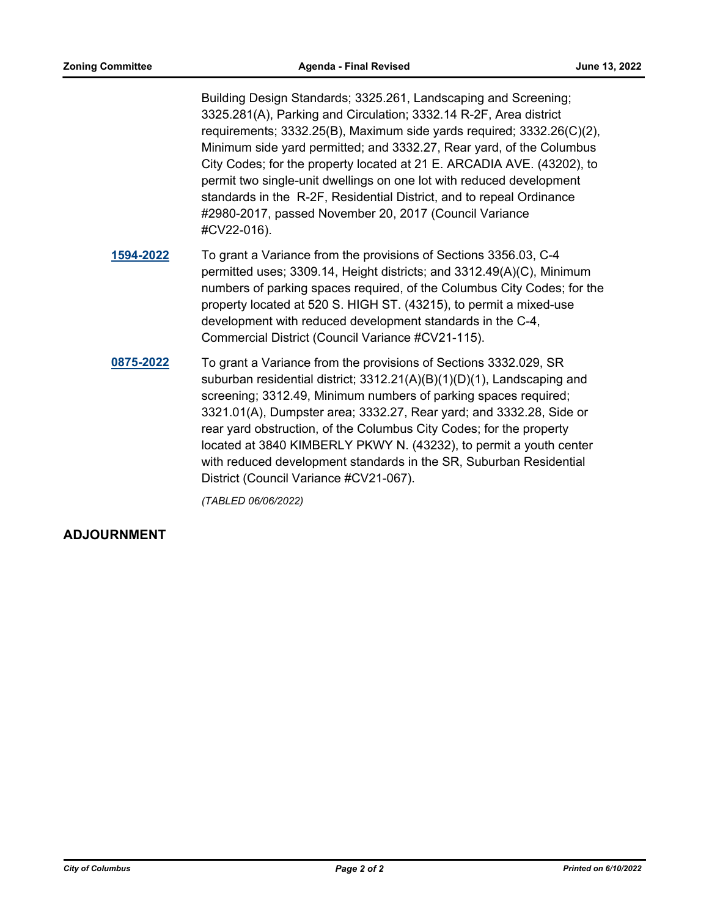Building Design Standards; 3325.261, Landscaping and Screening; 3325.281(A), Parking and Circulation; 3332.14 R-2F, Area district requirements; 3332.25(B), Maximum side yards required; 3332.26(C)(2), Minimum side yard permitted; and 3332.27, Rear yard, of the Columbus City Codes; for the property located at 21 E. ARCADIA AVE. (43202), to permit two single-unit dwellings on one lot with reduced development standards in the R-2F, Residential District, and to repeal Ordinance #2980-2017, passed November 20, 2017 (Council Variance #CV22-016).

**1594-2022** To grant a Variance from the provisions of Sections 3356.03, C-4 permitted uses; 3309.14, Height districts; and 3312.49(A)(C), Minimum numbers of parking spaces required, of the Columbus City Codes; for the property located at 520 S. HIGH ST. (43215), to permit a mixed-use development with reduced development standards in the C-4, Commercial District (Council Variance #CV21-115).

**0875-2022** To grant a Variance from the provisions of Sections 3332.029, SR suburban residential district; 3312.21(A)(B)(1)(D)(1), Landscaping and screening; 3312.49, Minimum numbers of parking spaces required; 3321.01(A), Dumpster area; 3332.27, Rear yard; and 3332.28, Side or rear yard obstruction, of the Columbus City Codes; for the property located at 3840 KIMBERLY PKWY N. (43232), to permit a youth center with reduced development standards in the SR, Suburban Residential District (Council Variance #CV21-067).

*(TABLED 06/06/2022)*

## ADJOURNMENT